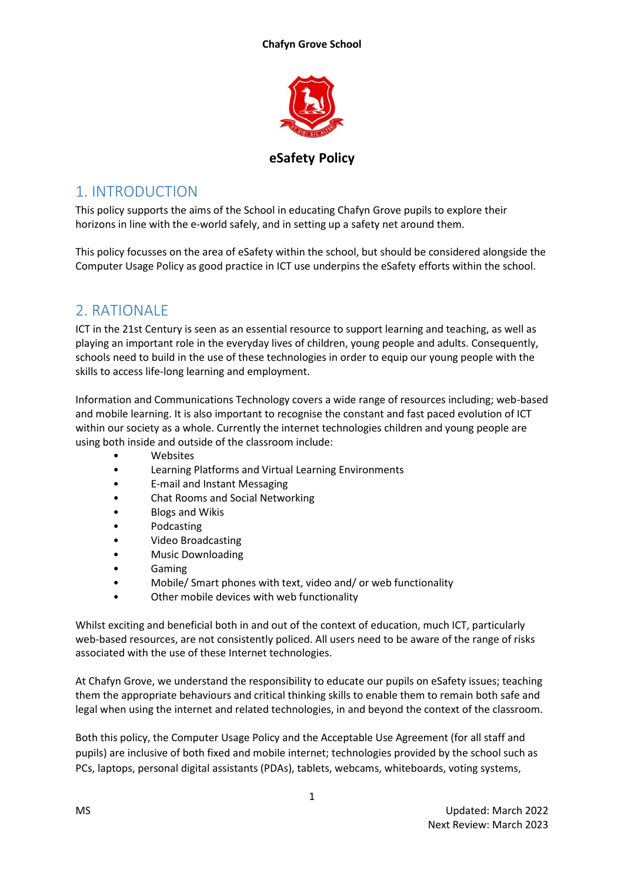**Chafyn Grove School**

## eSafety Policy

## 1. INTRODUCTION

This policy supports the aims of the School in educating Chafyn Grove pupils to explore their horizons in line with the e-world safely, and in setting up a safety net around them.

This policy focusses on the area of eSafety within the school, but should be considered alongside the Computer Usage Policy as good practice in ICT use underpins the eSafety efforts within the school.

## 2. RATIONALE

ICT in the 21st Century is seen as an essential resource to support learning and teaching, as well as playing an important role in the everyday lives of children, young people and adults. Consequently, schools need to build in the use of these technologies in order to equip our young people with the skills to access life-long learning and employment.

Information and Communications Technology covers a wide range of resources including; web-based and mobile learning. It is also important to recognise the constant and fast paced evolution of ICT within our society as a whole. Currently the internet technologies children and young people are using both inside and outside of the classroom include:

- Websites
- Learning Platforms and Virtual Learning Environments
- E-mail and Instant Messaging
- Chat Rooms and Social Networking
- Blogs and Wikis
- Podcasting
- Video Broadcasting
- Music Downloading
- Gaming
- Mobile/ Smart phones with text, video and/ or web functionality
- Other mobile devices with web functionality

Whilst exciting and beneficial both in and out of the context of education, much ICT, particularly web-based resources, are not consistently policed. All users need to be aware of the range of risks associated with the use of these Internet technologies.

At Chafyn Grove, we understand the responsibility to educate our pupils on eSafety issues; teaching them the appropriate behaviours and critical thinking skills to enable them to remain both safe and legal when using the internet and related technologies, in and beyond the context of the classroom.

Both this policy, the Computer Usage Policy and the Acceptable Use Agreement (for all staff and pupils) are inclusive of both fixed and mobile internet; technologies provided by the school such as PCs, laptops, personal digital assistants (PDAs), tablets, webcams, whiteboards, voting systems,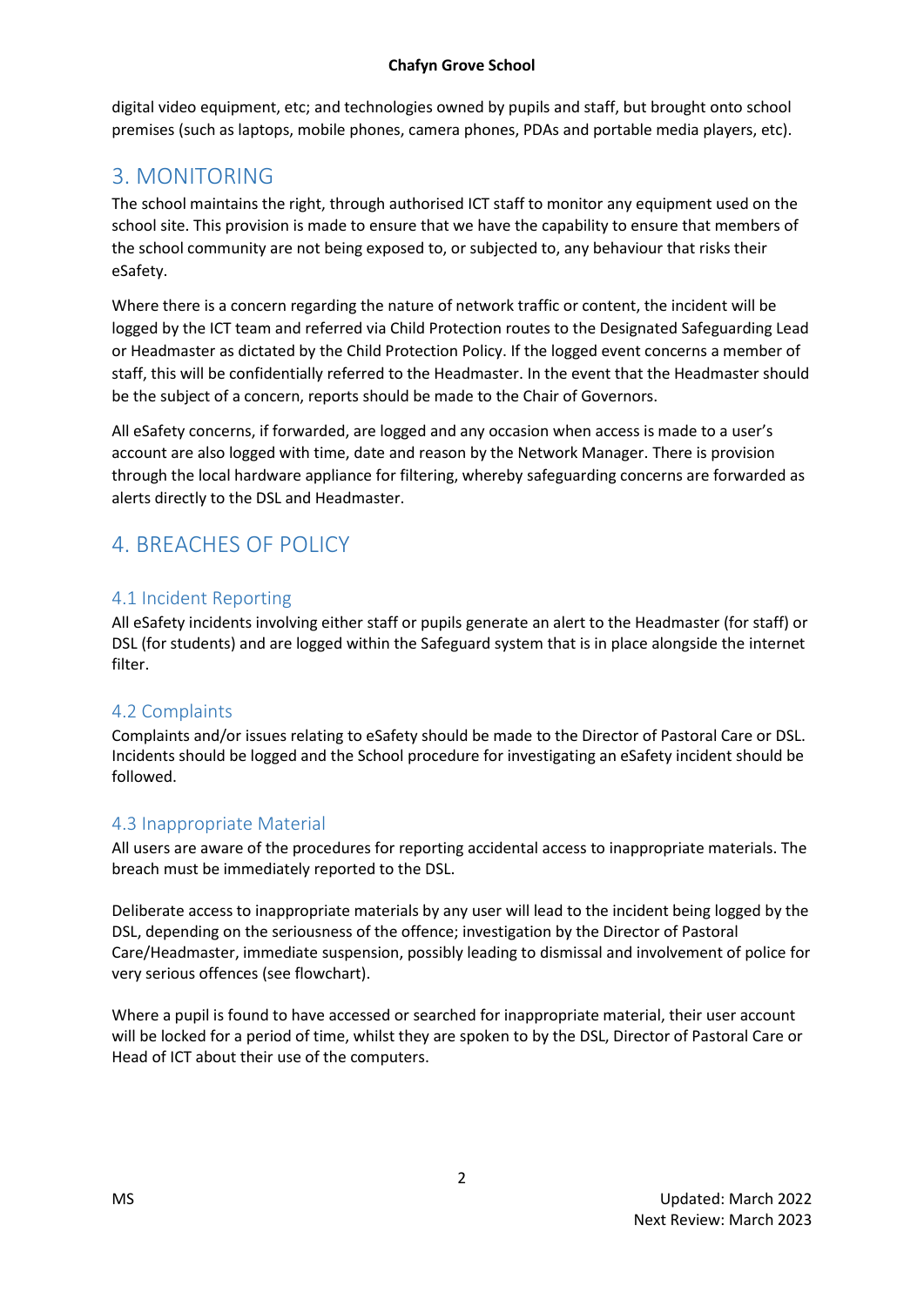digital video equipment, etc; and technologies owned by pupils and staff, but brought onto school premises (such as laptops, mobile phones, camera phones, PDAs and portable media players, etc).

## 3. MONITORING

The school maintains the right, through authorised ICT staff to monitor any equipment used on the school site. This provision is made to ensure that we have the capability to ensure that members of the school community are not being exposed to, or subjected to, any behaviour that risks their eSafety.

Where there is a concern regarding the nature of network traffic or content, the incident will be logged by the ICT team and referred via Child Protection routes to the Designated Safeguarding Lead or Headmaster as dictated by the Child Protection Policy. If the logged event concerns a member of staff, this will be confidentially referred to the Headmaster. In the event that the Headmaster should be the subject of a concern, reports should be made to the Chair of Governors.

All eSafety concerns, if forwarded, are logged and any occasion when access is made to a user's account are also logged with time, date and reason by the Network Manager. There is provision through the local hardware appliance for filtering, whereby safeguarding concerns are forwarded as alerts directly to the DSL and Headmaster.

## 4. BREACHES OF POLICY

### 4.1 Incident Reporting

All eSafety incidents involving either staff or pupils generate an alert to the Headmaster (for staff) or DSL (for students) and are logged within the Safeguard system that is in place alongside the internet filter.

### 4.2 Complaints

Complaints and/or issues relating to eSafety should be made to the Director of Pastoral Care or DSL. Incidents should be logged and the School procedure for investigating an eSafety incident should be followed.

### 4.3 Inappropriate Material

All users are aware of the procedures for reporting accidental access to inappropriate materials. The breach must be immediately reported to the DSL.

Deliberate access to inappropriate materials by any user will lead to the incident being logged by the DSL, depending on the seriousness of the offence; investigation by the Director of Pastoral Care/Headmaster, immediate suspension, possibly leading to dismissal and involvement of police for very serious offences (see flowchart).

Where a pupil is found to have accessed or searched for inappropriate material, their user account will be locked for a period of time, whilst they are spoken to by the DSL, Director of Pastoral Care or Head of ICT about their use of the computers.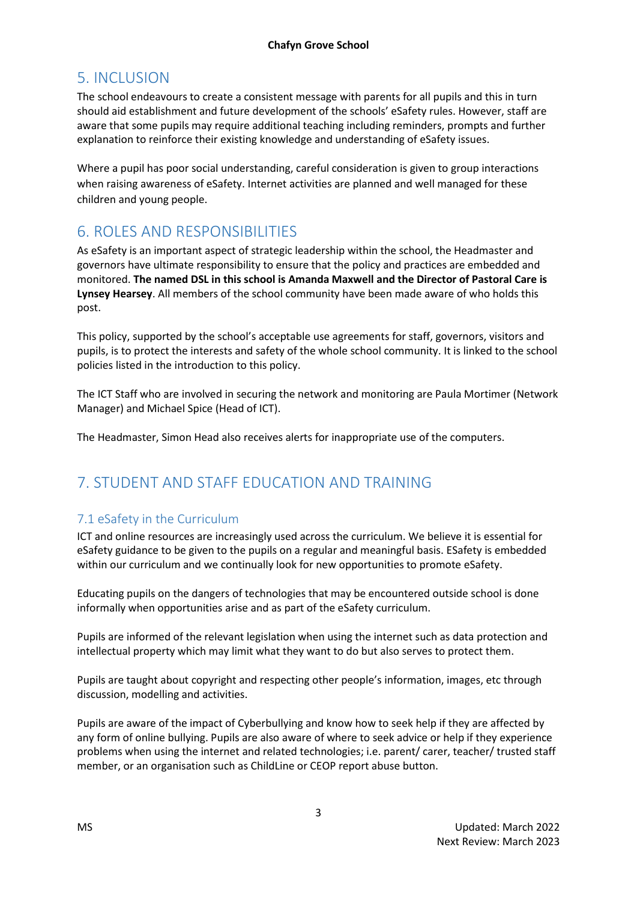## 5. INCLUSION

The school endeavours to create a consistent message with parents for all pupils and this in turn should aid establishment and future development of the schools' eSafety rules. However, staff are aware that some pupils may require additional teaching including reminders, prompts and further explanation to reinforce their existing knowledge and understanding of eSafety issues.

Where a pupil has poor social understanding, careful consideration is given to group interactions when raising awareness of eSafety. Internet activities are planned and well managed for these children and young people.

## 6. ROLES AND RESPONSIBILITIES

As eSafety is an important aspect of strategic leadership within the school, the Headmaster and governors have ultimate responsibility to ensure that the policy and practices are embedded and monitored. **The named DSL in this school is Amanda Maxwell and the Director of Pastoral Care is Lynsey Hearsey**. All members of the school community have been made aware of who holds this post.

This policy, supported by the school's acceptable use agreements for staff, governors, visitors and pupils, is to protect the interests and safety of the whole school community. It is linked to the school policies listed in the introduction to this policy.

The ICT Staff who are involved in securing the network and monitoring are Paula Mortimer (Network Manager) and Michael Spice (Head of ICT).

The Headmaster, Simon Head also receives alerts for inappropriate use of the computers.

## 7. STUDENT AND STAFF EDUCATION AND TRAINING

### 7.1 eSafety in the Curriculum

ICT and online resources are increasingly used across the curriculum. We believe it is essential for eSafety guidance to be given to the pupils on a regular and meaningful basis. ESafety is embedded within our curriculum and we continually look for new opportunities to promote eSafety.

Educating pupils on the dangers of technologies that may be encountered outside school is done informally when opportunities arise and as part of the eSafety curriculum.

Pupils are informed of the relevant legislation when using the internet such as data protection and intellectual property which may limit what they want to do but also serves to protect them.

Pupils are taught about copyright and respecting other people's information, images, etc through discussion, modelling and activities.

Pupils are aware of the impact of Cyberbullying and know how to seek help if they are affected by any form of online bullying. Pupils are also aware of where to seek advice or help if they experience problems when using the internet and related technologies; i.e. parent/ carer, teacher/ trusted staff member, or an organisation such as ChildLine or CEOP report abuse button.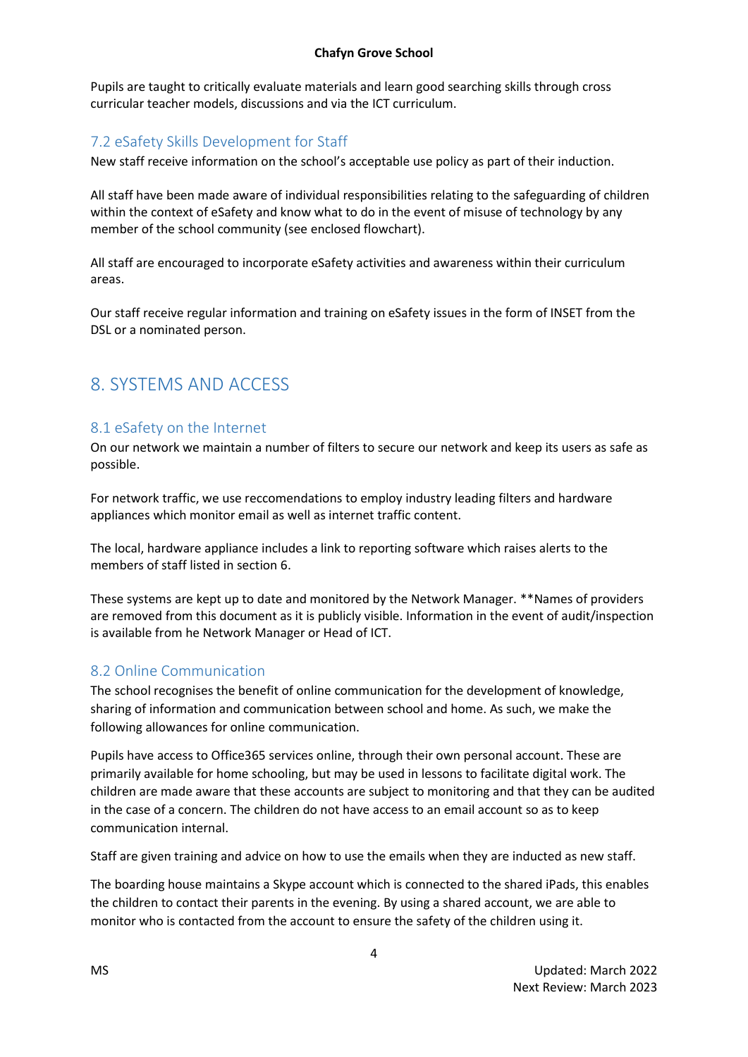Pupils are taught to critically evaluate materials and learn good searching skills through cross curricular teacher models, discussions and via the ICT curriculum.

### 7.2 eSafety Skills Development for Staff

New staff receive information on the school's acceptable use policy as part of their induction.

All staff have been made aware of individual responsibilities relating to the safeguarding of children within the context of eSafety and know what to do in the event of misuse of technology by any member of the school community (see enclosed flowchart).

All staff are encouraged to incorporate eSafety activities and awareness within their curriculum areas.

Our staff receive regular information and training on eSafety issues in the form of INSET from the DSL or a nominated person.

## 8. SYSTEMS AND ACCESS

### 8.1 eSafety on the Internet

On our network we maintain a number of filters to secure our network and keep its users as safe as possible.

For network traffic, we use reccomendations to employ industry leading filters and hardware appliances which monitor email as well as internet traffic content.

The local, hardware appliance includes a link to reporting software which raises alerts to the members of staff listed in section 6.

These systems are kept up to date and monitored by the Network Manager. **Names of providers are removed from this document as it is publicly visible. Information in the event of audit/inspection is available from he Network Manager or Head of ICT.

### 8.2 Online Communication

The school recognises the benefit of online communication for the development of knowledge, sharing of information and communication between school and home. As such, we make the following allowances for online communication.

Pupils have access to Office365 services online, through their own personal account. These are primarily available for home schooling, but may be used in lessons to facilitate digital work. The children are made aware that these accounts are subject to monitoring and that they can be audited in the case of a concern. The children do not have access to an email account so as to keep communication internal.

Staff are given training and advice on how to use the emails when they are inducted as new staff.

The boarding house maintains a Skype account which is connected to the shared iPads, this enables the children to contact their parents in the evening. By using a shared account, we are able to monitor who is contacted from the account to ensure the safety of the children using it.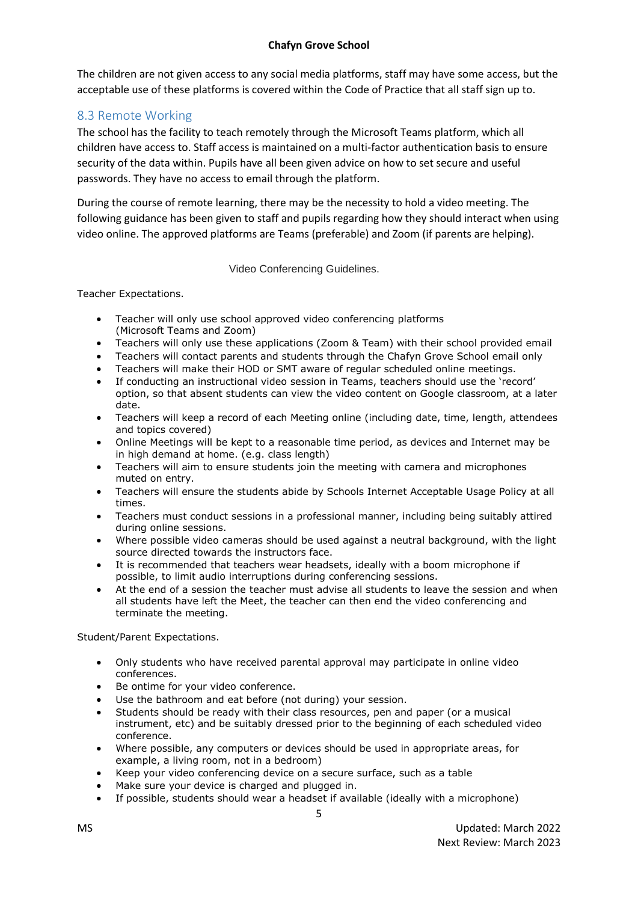The children are not given access to any social media platforms, staff may have some access, but the acceptable use of these platforms is covered within the Code of Practice that all staff sign up to.

## 8.3 Remote Working

The school has the facility to teach remotely through the Microsoft Teams platform, which all children have access to. Staff access is maintained on a multi-factor authentication basis to ensure security of the data within. Pupils have all been given advice on how to set secure and useful passwords. They have no access to email through the platform.

During the course of remote learning, there may be the necessity to hold a video meeting. The following guidance has been given to staff and pupils regarding how they should interact when using video online. The approved platforms are Teams (preferable) and Zoom (if parents are helping).

Video Conferencing Guidelines.

Teacher Expectations.

- Teacher will only use school approved video conferencing platforms (Microsoft Teams and Zoom)
- Teachers will only use these applications (Zoom & Team) with their school provided email
- Teachers will contact parents and students through the Chafyn Grove School email only
- Teachers will make their HOD or SMT aware of regular scheduled online meetings.
- If conducting an instructional video session in Teams, teachers should use the 'record' option, so that absent students can view the video content on Google classroom, at a later date.
- Teachers will keep a record of each Meeting online (including date, time, length, attendees and topics covered)
- Online Meetings will be kept to a reasonable time period, as devices and Internet may be in high demand at home. (e.g. class length)
- Teachers will aim to ensure students join the meeting with camera and microphones muted on entry.
- Teachers will ensure the students abide by Schools Internet Acceptable Usage Policy at all times.
- Teachers must conduct sessions in a professional manner, including being suitably attired during online sessions.
- Where possible video cameras should be used against a neutral background, with the light source directed towards the instructors face.
- It is recommended that teachers wear headsets, ideally with a boom microphone if possible, to limit audio interruptions during conferencing sessions.
- At the end of a session the teacher must advise all students to leave the session and when all students have left the Meet, the teacher can then end the video conferencing and terminate the meeting.

Student/Parent Expectations.

- Only students who have received parental approval may participate in online video conferences.
- Be ontime for your video conference.
- Use the bathroom and eat before (not during) your session.
- Students should be ready with their class resources, pen and paper (or a musical instrument, etc) and be suitably dressed prior to the beginning of each scheduled video conference.
- Where possible, any computers or devices should be used in appropriate areas, for example, a living room, not in a bedroom)
- Keep your video conferencing device on a secure surface, such as a table
- Make sure your device is charged and plugged in.
- If possible, students should wear a headset if available (ideally with a microphone)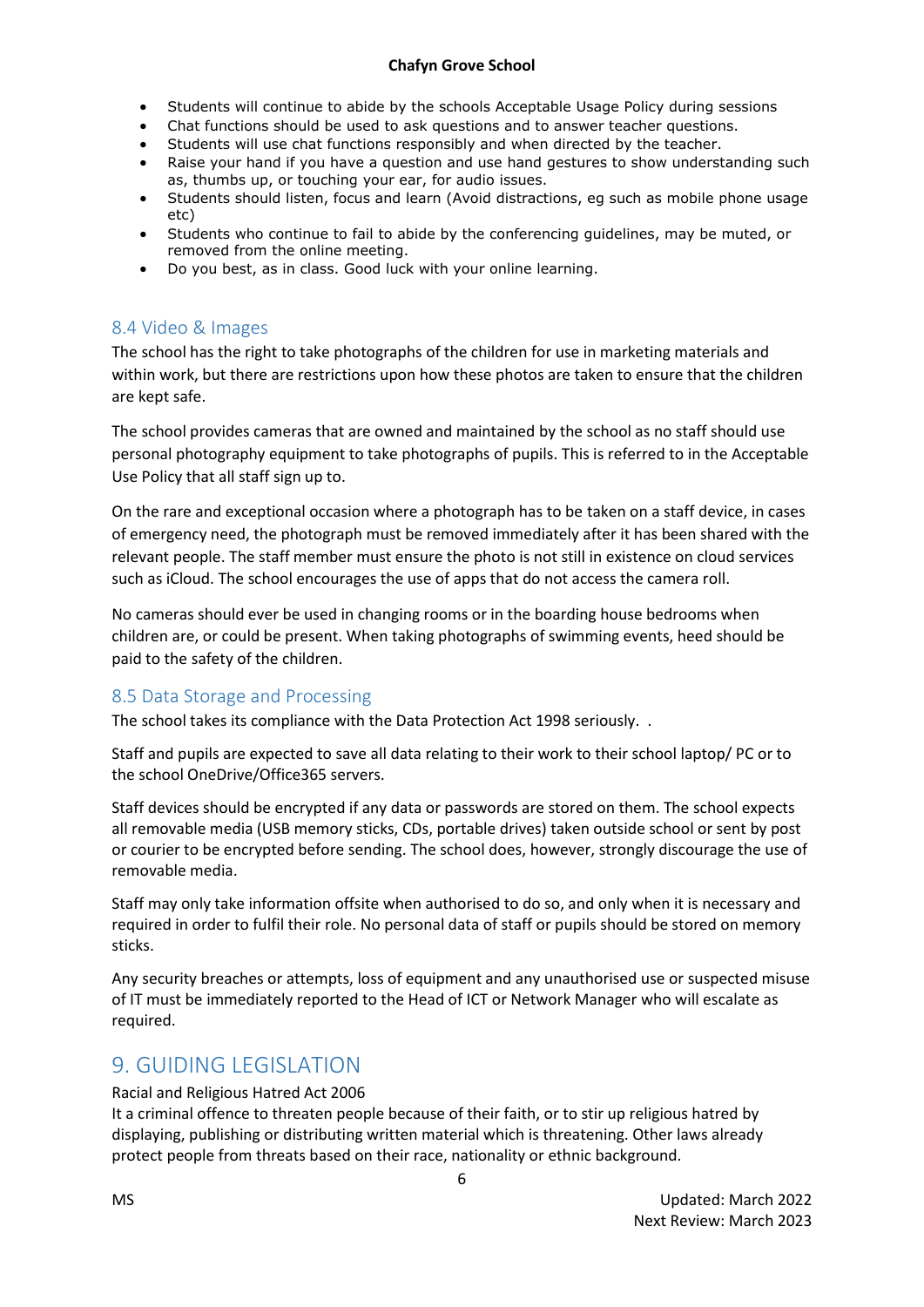- Students will continue to abide by the schools Acceptable Usage Policy during sessions
- Chat functions should be used to ask questions and to answer teacher questions.
- Students will use chat functions responsibly and when directed by the teacher.
- Raise your hand if you have a question and use hand gestures to show understanding such as, thumbs up, or touching your ear, for audio issues.
- Students should listen, focus and learn (Avoid distractions, eg such as mobile phone usage etc)
- Students who continue to fail to abide by the conferencing guidelines, may be muted, or removed from the online meeting.
- Do you best, as in class. Good luck with your online learning.

### 8.4 Video & Images

The school has the right to take photographs of the children for use in marketing materials and within work, but there are restrictions upon how these photos are taken to ensure that the children are kept safe.

The school provides cameras that are owned and maintained by the school as no staff should use personal photography equipment to take photographs of pupils. This is referred to in the Acceptable Use Policy that all staff sign up to.

On the rare and exceptional occasion where a photograph has to be taken on a staff device, in cases of emergency need, the photograph must be removed immediately after it has been shared with the relevant people. The staff member must ensure the photo is not still in existence on cloud services such as iCloud. The school encourages the use of apps that do not access the camera roll.

No cameras should ever be used in changing rooms or in the boarding house bedrooms when children are, or could be present. When taking photographs of swimming events, heed should be paid to the safety of the children.

### 8.5 Data Storage and Processing

The school takes its compliance with the Data Protection Act 1998 seriously. .

Staff and pupils are expected to save all data relating to their work to their school laptop/ PC or to the school OneDrive/Office365 servers.

Staff devices should be encrypted if any data or passwords are stored on them. The school expects all removable media (USB memory sticks, CDs, portable drives) taken outside school or sent by post or courier to be encrypted before sending. The school does, however, strongly discourage the use of removable media.

Staff may only take information offsite when authorised to do so, and only when it is necessary and required in order to fulfil their role. No personal data of staff or pupils should be stored on memory sticks.

Any security breaches or attempts, loss of equipment and any unauthorised use or suspected misuse of IT must be immediately reported to the Head of ICT or Network Manager who will escalate as required.

## 9. GUIDING LEGISLATION

Racial and Religious Hatred Act 2006

It a criminal offence to threaten people because of their faith, or to stir up religious hatred by displaying, publishing or distributing written material which is threatening. Other laws already protect people from threats based on their race, nationality or ethnic background.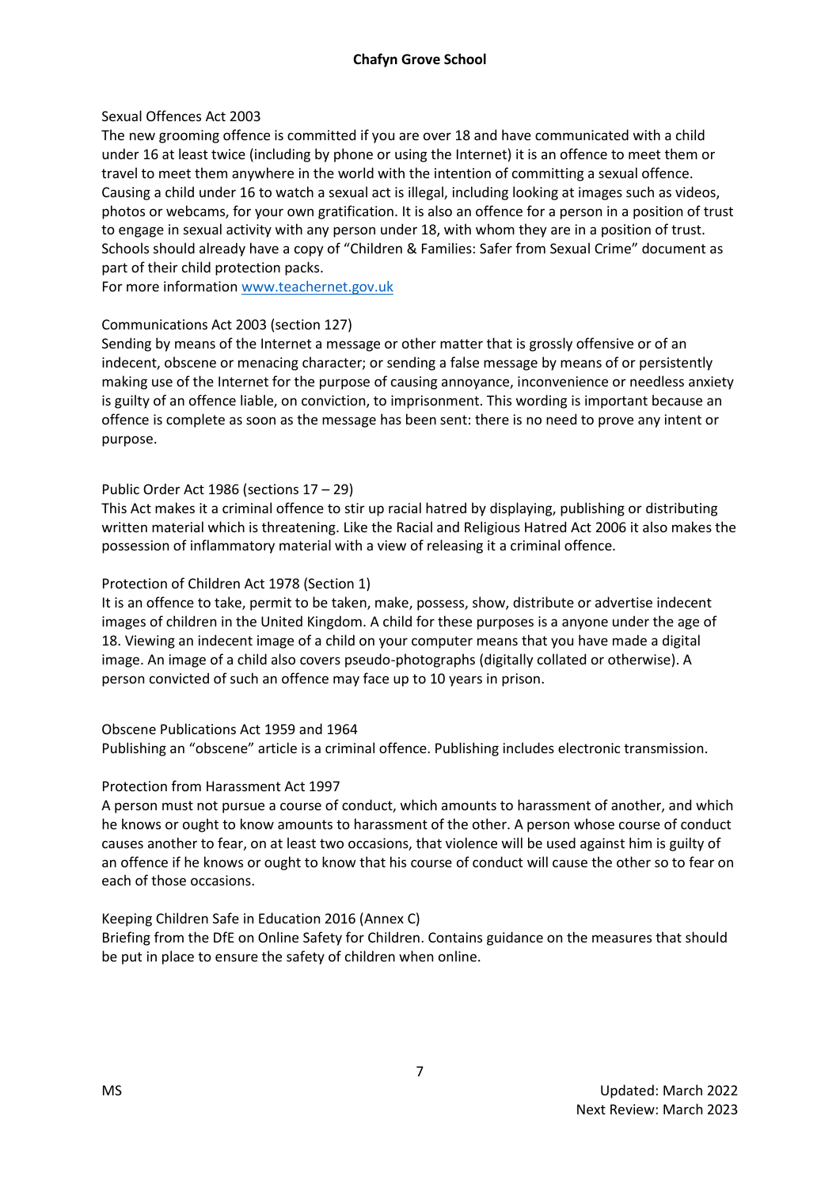Sexual Offences Act 2003

The new grooming offence is committed if you are over 18 and have communicated with a child under 16 at least twice (including by phone or using the Internet) it is an offence to meet them or travel to meet them anywhere in the world with the intention of committing a sexual offence. Causing a child under 16 to watch a sexual act is illegal, including looking at images such as videos, photos or webcams, for your own gratification. It is also an offence for a person in a position of trust to engage in sexual activity with any person under 18, with whom they are in a position of trust. Schools should already have a copy of "Children & Families: Safer from Sexual Crime" document as part of their child protection packs.

For more information www.teachernet.gov.uk

Communications Act 2003 (section 127)

Sending by means of the Internet a message or other matter that is grossly offensive or of an indecent, obscene or menacing character; or sending a false message by means of or persistently making use of the Internet for the purpose of causing annoyance, inconvenience or needless anxiety is guilty of an offence liable, on conviction, to imprisonment. This wording is important because an offence is complete as soon as the message has been sent: there is no need to prove any intent or purpose.

Public Order Act 1986 (sections 17 – 29)

This Act makes it a criminal offence to stir up racial hatred by displaying, publishing or distributing written material which is threatening. Like the Racial and Religious Hatred Act 2006 it also makes the possession of inflammatory material with a view of releasing it a criminal offence.

Protection of Children Act 1978 (Section 1)

It is an offence to take, permit to be taken, make, possess, show, distribute or advertise indecent images of children in the United Kingdom. A child for these purposes is a anyone under the age of 18. Viewing an indecent image of a child on your computer means that you have made a digital image. An image of a child also covers pseudo-photographs (digitally collated or otherwise). A person convicted of such an offence may face up to 10 years in prison.

Obscene Publications Act 1959 and 1964

Publishing an "obscene" article is a criminal offence. Publishing includes electronic transmission.

Protection from Harassment Act 1997

A person must not pursue a course of conduct, which amounts to harassment of another, and which he knows or ought to know amounts to harassment of the other. A person whose course of conduct causes another to fear, on at least two occasions, that violence will be used against him is guilty of an offence if he knows or ought to know that his course of conduct will cause the other so to fear on each of those occasions.

Keeping Children Safe in Education 2016 (Annex C)

Briefing from the DfE on Online Safety for Children. Contains guidance on the measures that should be put in place to ensure the safety of children when online.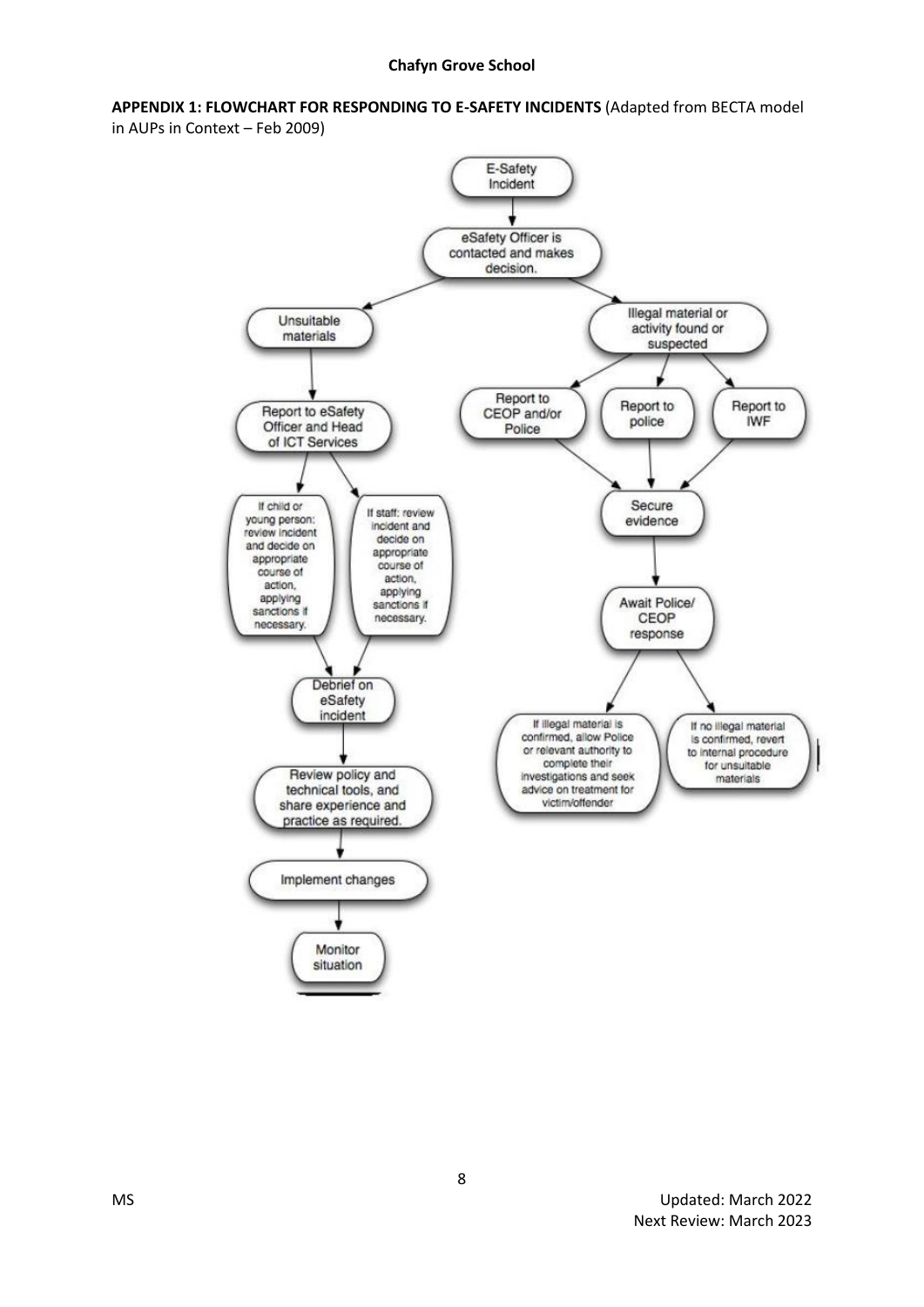**APPENDIX 1: FLOWCHART FOR RESPONDING TO E-SAFETY INCIDENTS** (Adapted from BECTA model in AUPs in Context – Feb 2009)

- E-Safety Incident
  - eSafety Officer is contacted and makes decision.
    - Unsuitable materials
      - Report to eSafety Officer and Head of ICT Services
        - If child or young person: review incident and decide on appropriate course of action, applying sanctions if necessary.
        - If staff: review incident and decide on appropriate course of action, applying sanctions if necessary.
      - Debrief on eSafety incident
      - Review policy and technical tools, and share experience and practice as required.
      - Implement changes
      - Monitor situation
    - Illegal material or activity found or suspected
      - Report to CEOP and/or Police
      - Report to police
      - Report to IWF
      - Secure evidence
      - Await Police/ CEOP response
        - If illegal material is confirmed, allow Police or relevant authority to complete their investigations and seek advice on treatment for victim/offender
        - If no illegal material is confirmed, revert to internal procedure for unsuitable materials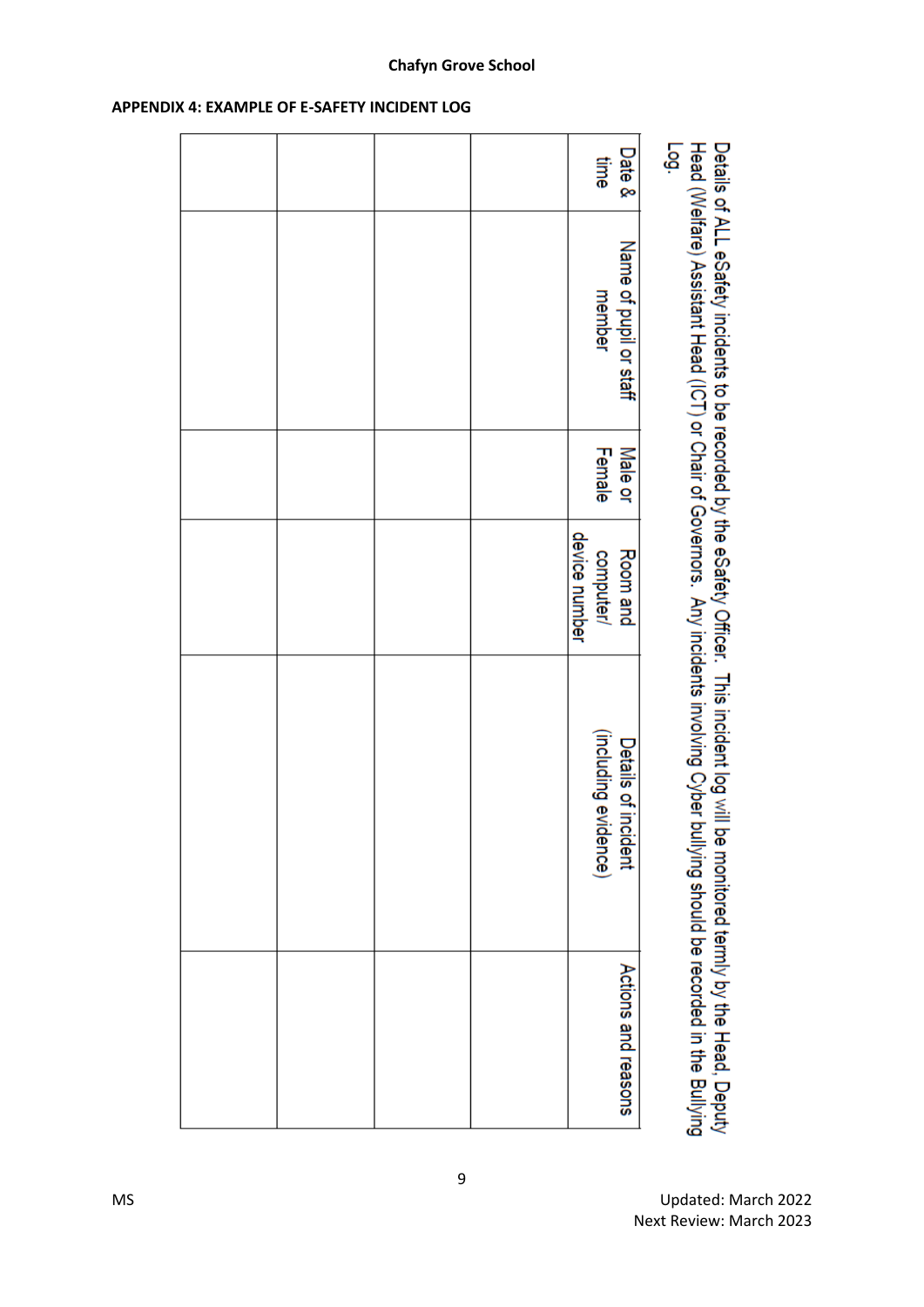## APPENDIX 4: EXAMPLE OF E-SAFETY INCIDENT LOG

Details of ALL eSafety incidents to be recorded by the eSafety Officer. This incident log will be monitored termly by the Head, Deputy Head (Welfare) Assistant Head (ICT) or Chair of Governors. Any incidents involving Cyber bullying should be recorded in the Bullying Log.

| Date & time | Name of pupil or staff member | Male or Female | Room and computer/ device number | Details of incident (including evidence) | Actions and reasons |
|---|---|---|---|---|---|
| | | | | | |
| | | | | | |
| | | | | | |
| | | | | | |

MS

Updated: March 2022
Next Review: March 2023